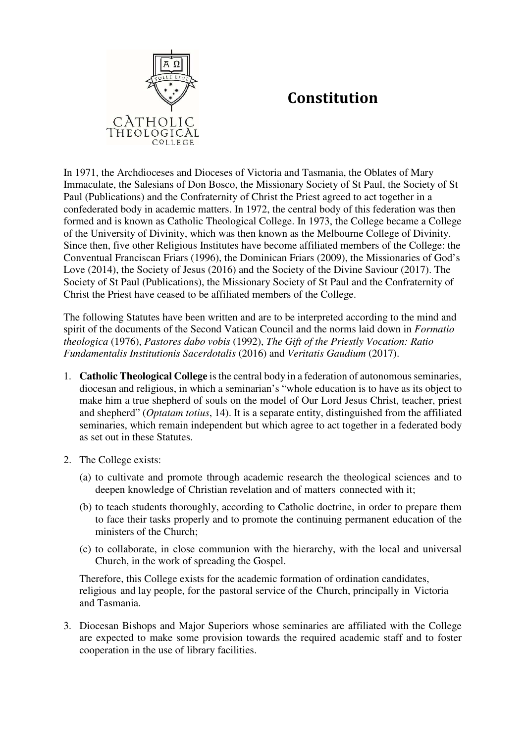# Constitution

In 1971, the Archdioceses and Dioceses of Victoria and Tasmania, the Oblates of Mary Immaculate, the Salesians of Don Bosco, the Missionary Society of St Paul, the Society of St Paul (Publications) and the Confraternity of Christ the Priest agreed to act together in a confederated body in academic matters. In 1972, the central body of this federation was then formed and is known as Catholic Theological College. In 1973, the College became a College of the University of Divinity, which was then known as the Melbourne College of Divinity. Since then, five other Religious Institutes have become affiliated members of the College: the Conventual Franciscan Friars (1996), the Dominican Friars (2009), the Missionaries of God's Love (2014), the Society of Jesus (2016) and the Society of the Divine Saviour (2017). The Society of St Paul (Publications), the Missionary Society of St Paul and the Confraternity of Christ the Priest have ceased to be affiliated members of the College.

The following Statutes have been written and are to be interpreted according to the mind and spirit of the documents of the Second Vatican Council and the norms laid down in *Formatio theologica* (1976), *Pastores dabo vobis* (1992), *The Gift of the Priestly Vocation: Ratio Fundamentalis Institutionis Sacerdotalis* (2016) and *Veritatis Gaudium* (2017).

1. **Catholic Theological College** is the central body in a federation of autonomous seminaries, diocesan and religious, in which a seminarian's "whole education is to have as its object to make him a true shepherd of souls on the model of Our Lord Jesus Christ, teacher, priest and shepherd" (*Optatam totius*, 14). It is a separate entity, distinguished from the affiliated seminaries, which remain independent but which agree to act together in a federated body as set out in these Statutes.

2. The College exists:

   (a) to cultivate and promote through academic research the theological sciences and to deepen knowledge of Christian revelation and of matters connected with it;

   (b) to teach students thoroughly, according to Catholic doctrine, in order to prepare them to face their tasks properly and to promote the continuing permanent education of the ministers of the Church;

   (c) to collaborate, in close communion with the hierarchy, with the local and universal Church, in the work of spreading the Gospel.

   Therefore, this College exists for the academic formation of ordination candidates, religious and lay people, for the pastoral service of the Church, principally in Victoria and Tasmania.

3. Diocesan Bishops and Major Superiors whose seminaries are affiliated with the College are expected to make some provision towards the required academic staff and to foster cooperation in the use of library facilities.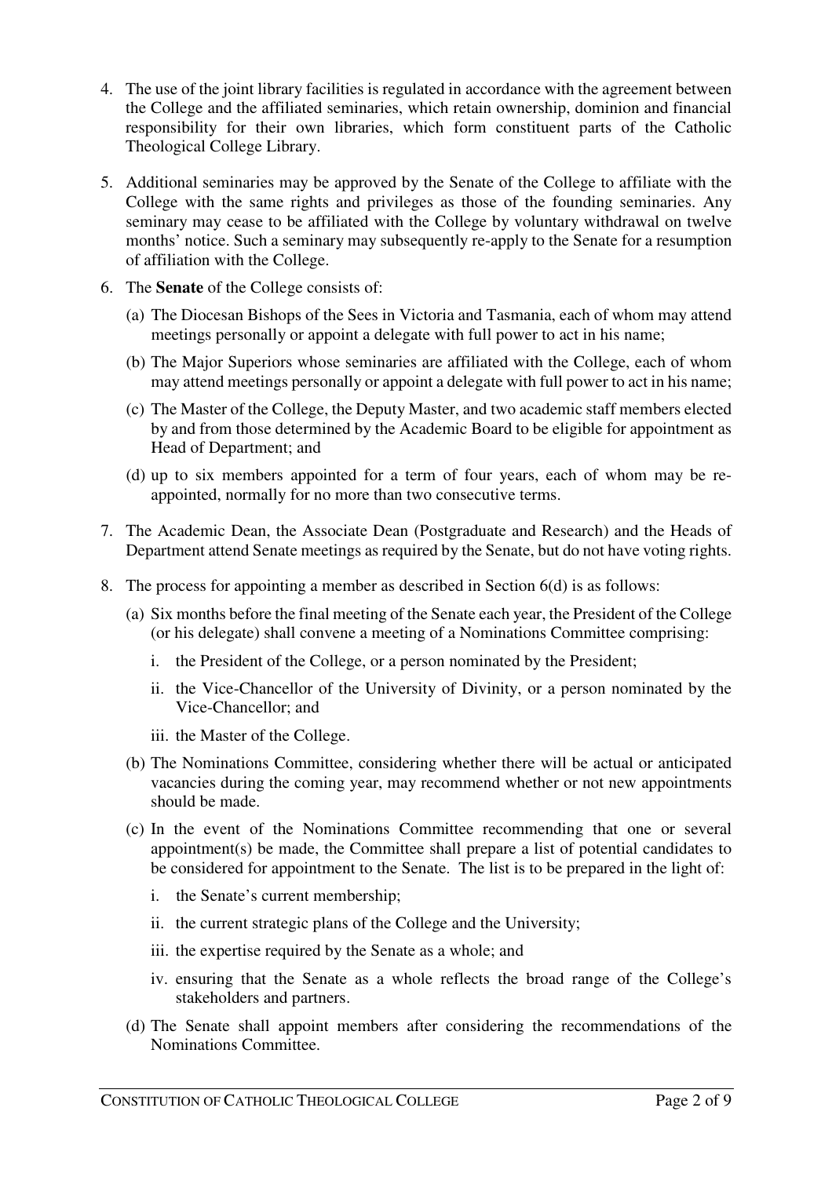4. The use of the joint library facilities is regulated in accordance with the agreement between the College and the affiliated seminaries, which retain ownership, dominion and financial responsibility for their own libraries, which form constituent parts of the Catholic Theological College Library.

5. Additional seminaries may be approved by the Senate of the College to affiliate with the College with the same rights and privileges as those of the founding seminaries. Any seminary may cease to be affiliated with the College by voluntary withdrawal on twelve months' notice. Such a seminary may subsequently re-apply to the Senate for a resumption of affiliation with the College.

6. The **Senate** of the College consists of:

   (a) The Diocesan Bishops of the Sees in Victoria and Tasmania, each of whom may attend meetings personally or appoint a delegate with full power to act in his name;

   (b) The Major Superiors whose seminaries are affiliated with the College, each of whom may attend meetings personally or appoint a delegate with full power to act in his name;

   (c) The Master of the College, the Deputy Master, and two academic staff members elected by and from those determined by the Academic Board to be eligible for appointment as Head of Department; and

   (d) up to six members appointed for a term of four years, each of whom may be re-appointed, normally for no more than two consecutive terms.

7. The Academic Dean, the Associate Dean (Postgraduate and Research) and the Heads of Department attend Senate meetings as required by the Senate, but do not have voting rights.

8. The process for appointing a member as described in Section 6(d) is as follows:

   (a) Six months before the final meeting of the Senate each year, the President of the College (or his delegate) shall convene a meeting of a Nominations Committee comprising:

      i. the President of the College, or a person nominated by the President;

      ii. the Vice-Chancellor of the University of Divinity, or a person nominated by the Vice-Chancellor; and

      iii. the Master of the College.

   (b) The Nominations Committee, considering whether there will be actual or anticipated vacancies during the coming year, may recommend whether or not new appointments should be made.

   (c) In the event of the Nominations Committee recommending that one or several appointment(s) be made, the Committee shall prepare a list of potential candidates to be considered for appointment to the Senate. The list is to be prepared in the light of:

      i. the Senate's current membership;

      ii. the current strategic plans of the College and the University;

      iii. the expertise required by the Senate as a whole; and

      iv. ensuring that the Senate as a whole reflects the broad range of the College's stakeholders and partners.

   (d) The Senate shall appoint members after considering the recommendations of the Nominations Committee.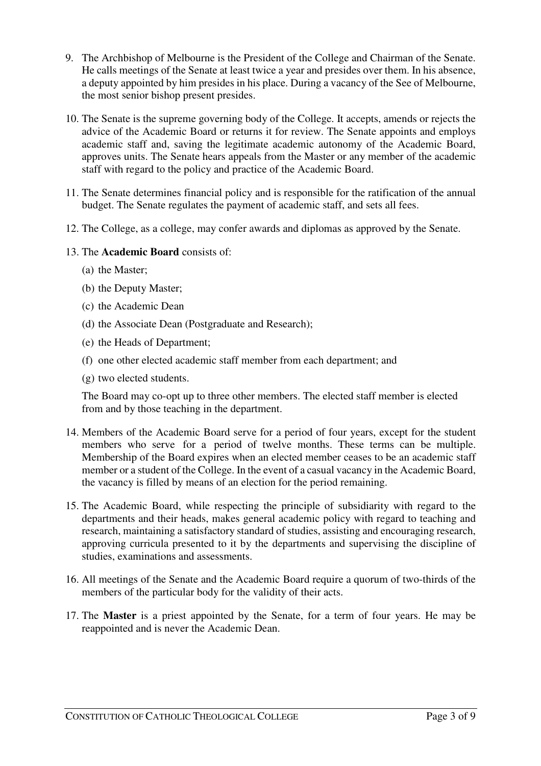9. The Archbishop of Melbourne is the President of the College and Chairman of the Senate. He calls meetings of the Senate at least twice a year and presides over them. In his absence, a deputy appointed by him presides in his place. During a vacancy of the See of Melbourne, the most senior bishop present presides.

10. The Senate is the supreme governing body of the College. It accepts, amends or rejects the advice of the Academic Board or returns it for review. The Senate appoints and employs academic staff and, saving the legitimate academic autonomy of the Academic Board, approves units. The Senate hears appeals from the Master or any member of the academic staff with regard to the policy and practice of the Academic Board.

11. The Senate determines financial policy and is responsible for the ratification of the annual budget. The Senate regulates the payment of academic staff, and sets all fees.

12. The College, as a college, may confer awards and diplomas as approved by the Senate.

13. The **Academic Board** consists of:

    (a) the Master;

    (b) the Deputy Master;

    (c) the Academic Dean

    (d) the Associate Dean (Postgraduate and Research);

    (e) the Heads of Department;

    (f) one other elected academic staff member from each department; and

    (g) two elected students.

    The Board may co-opt up to three other members. The elected staff member is elected from and by those teaching in the department.

14. Members of the Academic Board serve for a period of four years, except for the student members who serve for a period of twelve months. These terms can be multiple. Membership of the Board expires when an elected member ceases to be an academic staff member or a student of the College. In the event of a casual vacancy in the Academic Board, the vacancy is filled by means of an election for the period remaining.

15. The Academic Board, while respecting the principle of subsidiarity with regard to the departments and their heads, makes general academic policy with regard to teaching and research, maintaining a satisfactory standard of studies, assisting and encouraging research, approving curricula presented to it by the departments and supervising the discipline of studies, examinations and assessments.

16. All meetings of the Senate and the Academic Board require a quorum of two-thirds of the members of the particular body for the validity of their acts.

17. The **Master** is a priest appointed by the Senate, for a term of four years. He may be reappointed and is never the Academic Dean.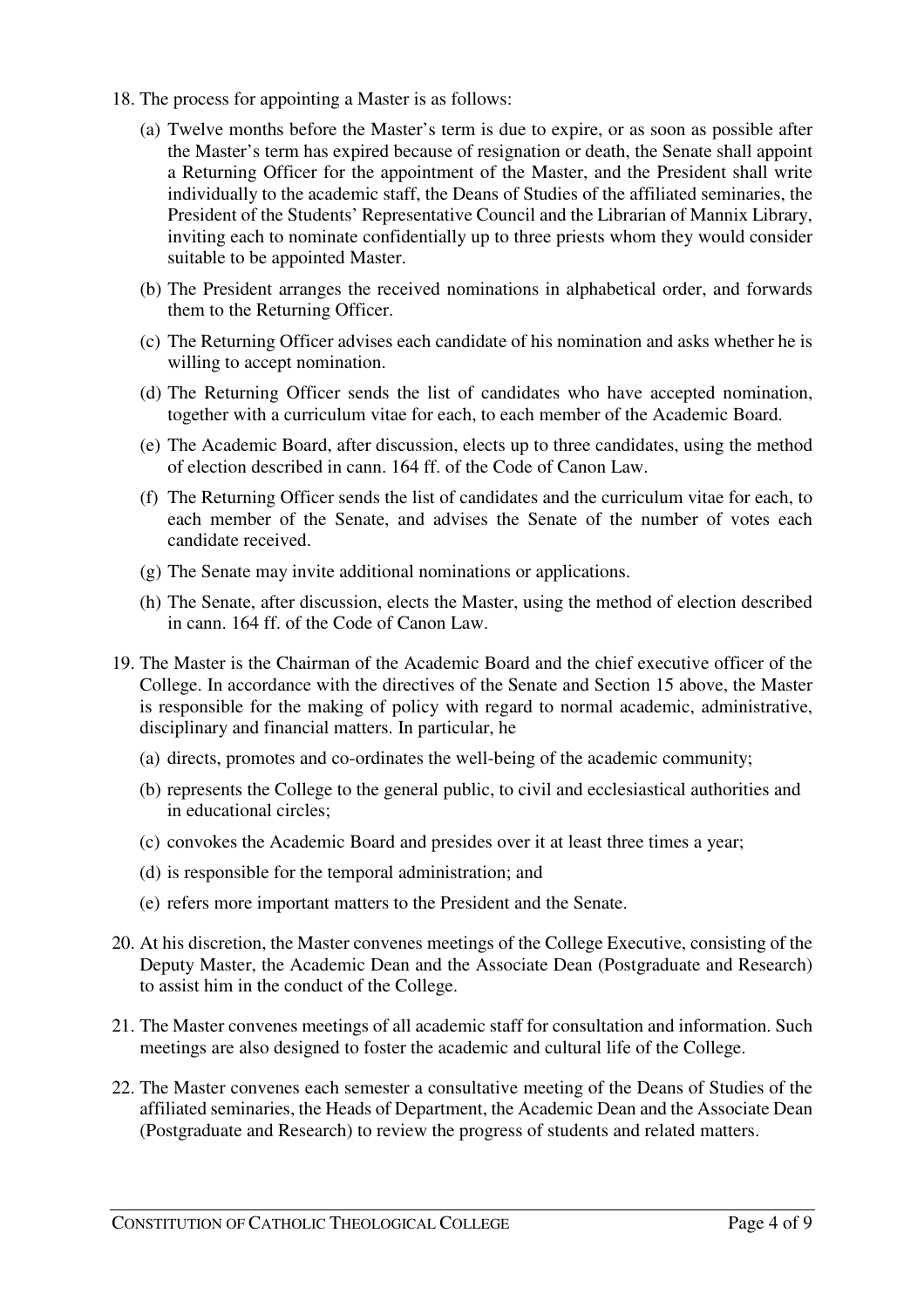18. The process for appointing a Master is as follows:

    (a) Twelve months before the Master's term is due to expire, or as soon as possible after the Master's term has expired because of resignation or death, the Senate shall appoint a Returning Officer for the appointment of the Master, and the President shall write individually to the academic staff, the Deans of Studies of the affiliated seminaries, the President of the Students' Representative Council and the Librarian of Mannix Library, inviting each to nominate confidentially up to three priests whom they would consider suitable to be appointed Master.

    (b) The President arranges the received nominations in alphabetical order, and forwards them to the Returning Officer.

    (c) The Returning Officer advises each candidate of his nomination and asks whether he is willing to accept nomination.

    (d) The Returning Officer sends the list of candidates who have accepted nomination, together with a curriculum vitae for each, to each member of the Academic Board.

    (e) The Academic Board, after discussion, elects up to three candidates, using the method of election described in cann. 164 ff. of the Code of Canon Law.

    (f) The Returning Officer sends the list of candidates and the curriculum vitae for each, to each member of the Senate, and advises the Senate of the number of votes each candidate received.

    (g) The Senate may invite additional nominations or applications.

    (h) The Senate, after discussion, elects the Master, using the method of election described in cann. 164 ff. of the Code of Canon Law.

19. The Master is the Chairman of the Academic Board and the chief executive officer of the College. In accordance with the directives of the Senate and Section 15 above, the Master is responsible for the making of policy with regard to normal academic, administrative, disciplinary and financial matters. In particular, he

    (a) directs, promotes and co-ordinates the well-being of the academic community;

    (b) represents the College to the general public, to civil and ecclesiastical authorities and in educational circles;

    (c) convokes the Academic Board and presides over it at least three times a year;

    (d) is responsible for the temporal administration; and

    (e) refers more important matters to the President and the Senate.

20. At his discretion, the Master convenes meetings of the College Executive, consisting of the Deputy Master, the Academic Dean and the Associate Dean (Postgraduate and Research) to assist him in the conduct of the College.

21. The Master convenes meetings of all academic staff for consultation and information. Such meetings are also designed to foster the academic and cultural life of the College.

22. The Master convenes each semester a consultative meeting of the Deans of Studies of the affiliated seminaries, the Heads of Department, the Academic Dean and the Associate Dean (Postgraduate and Research) to review the progress of students and related matters.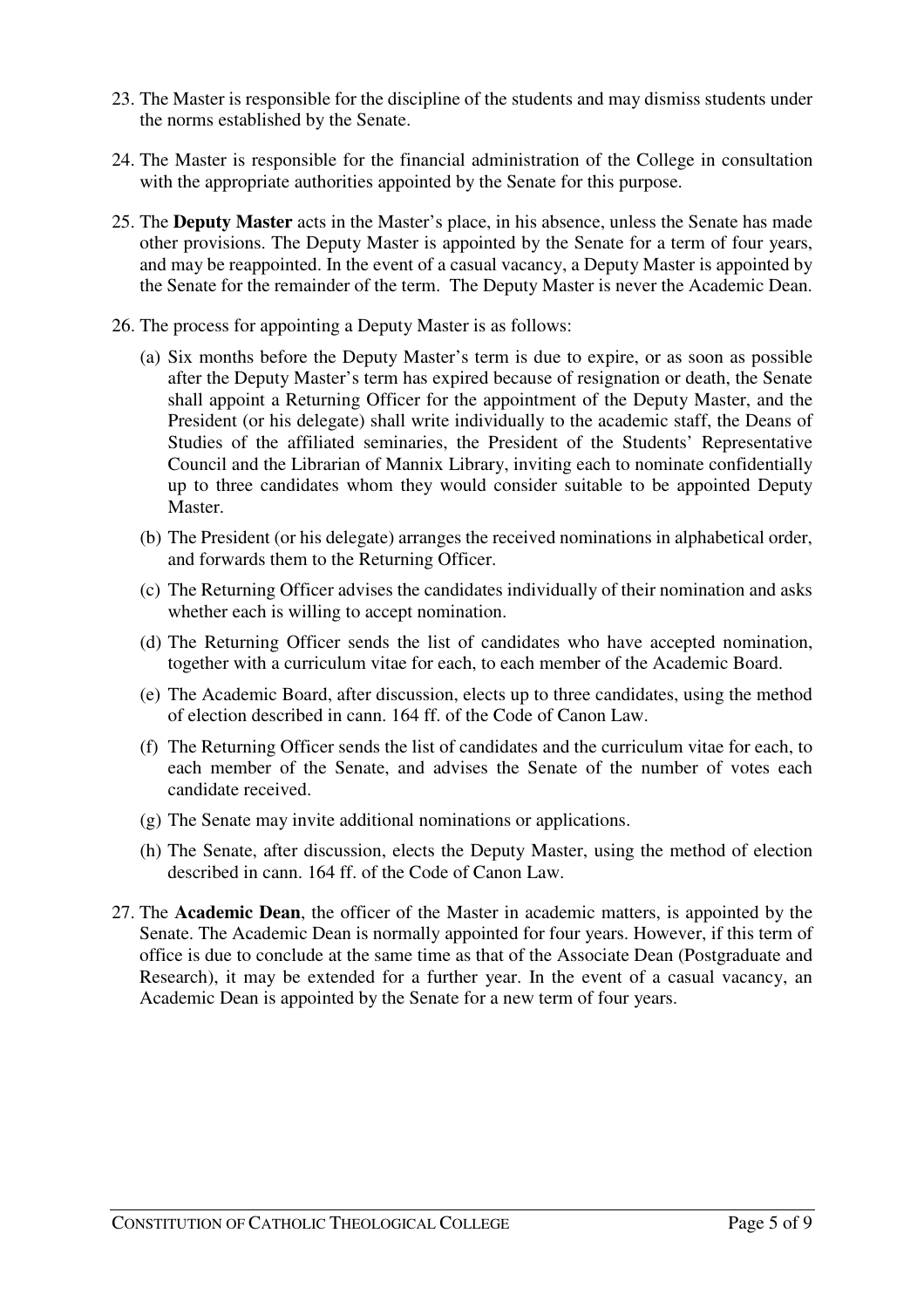23. The Master is responsible for the discipline of the students and may dismiss students under the norms established by the Senate.

24. The Master is responsible for the financial administration of the College in consultation with the appropriate authorities appointed by the Senate for this purpose.

25. The **Deputy Master** acts in the Master's place, in his absence, unless the Senate has made other provisions. The Deputy Master is appointed by the Senate for a term of four years, and may be reappointed. In the event of a casual vacancy, a Deputy Master is appointed by the Senate for the remainder of the term. The Deputy Master is never the Academic Dean.

26. The process for appointing a Deputy Master is as follows:

    (a) Six months before the Deputy Master's term is due to expire, or as soon as possible after the Deputy Master's term has expired because of resignation or death, the Senate shall appoint a Returning Officer for the appointment of the Deputy Master, and the President (or his delegate) shall write individually to the academic staff, the Deans of Studies of the affiliated seminaries, the President of the Students' Representative Council and the Librarian of Mannix Library, inviting each to nominate confidentially up to three candidates whom they would consider suitable to be appointed Deputy Master.

    (b) The President (or his delegate) arranges the received nominations in alphabetical order, and forwards them to the Returning Officer.

    (c) The Returning Officer advises the candidates individually of their nomination and asks whether each is willing to accept nomination.

    (d) The Returning Officer sends the list of candidates who have accepted nomination, together with a curriculum vitae for each, to each member of the Academic Board.

    (e) The Academic Board, after discussion, elects up to three candidates, using the method of election described in cann. 164 ff. of the Code of Canon Law.

    (f) The Returning Officer sends the list of candidates and the curriculum vitae for each, to each member of the Senate, and advises the Senate of the number of votes each candidate received.

    (g) The Senate may invite additional nominations or applications.

    (h) The Senate, after discussion, elects the Deputy Master, using the method of election described in cann. 164 ff. of the Code of Canon Law.

27. The **Academic Dean**, the officer of the Master in academic matters, is appointed by the Senate. The Academic Dean is normally appointed for four years. However, if this term of office is due to conclude at the same time as that of the Associate Dean (Postgraduate and Research), it may be extended for a further year. In the event of a casual vacancy, an Academic Dean is appointed by the Senate for a new term of four years.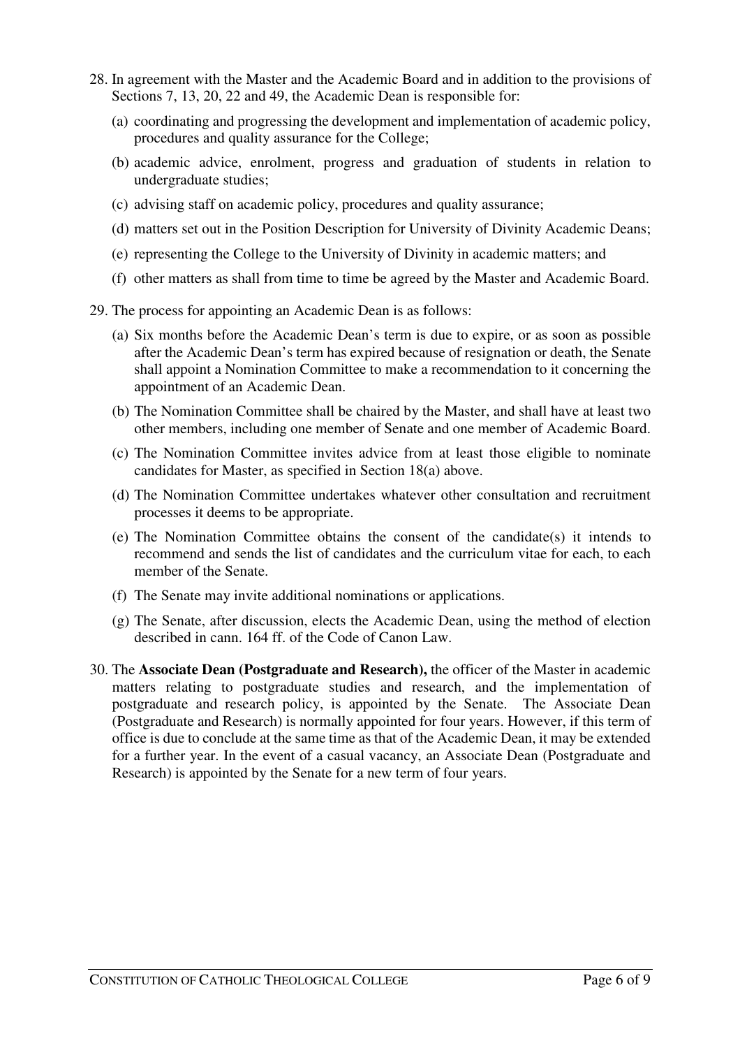28. In agreement with the Master and the Academic Board and in addition to the provisions of Sections 7, 13, 20, 22 and 49, the Academic Dean is responsible for:

    (a) coordinating and progressing the development and implementation of academic policy, procedures and quality assurance for the College;

    (b) academic advice, enrolment, progress and graduation of students in relation to undergraduate studies;

    (c) advising staff on academic policy, procedures and quality assurance;

    (d) matters set out in the Position Description for University of Divinity Academic Deans;

    (e) representing the College to the University of Divinity in academic matters; and

    (f) other matters as shall from time to time be agreed by the Master and Academic Board.

29. The process for appointing an Academic Dean is as follows:

    (a) Six months before the Academic Dean's term is due to expire, or as soon as possible after the Academic Dean's term has expired because of resignation or death, the Senate shall appoint a Nomination Committee to make a recommendation to it concerning the appointment of an Academic Dean.

    (b) The Nomination Committee shall be chaired by the Master, and shall have at least two other members, including one member of Senate and one member of Academic Board.

    (c) The Nomination Committee invites advice from at least those eligible to nominate candidates for Master, as specified in Section 18(a) above.

    (d) The Nomination Committee undertakes whatever other consultation and recruitment processes it deems to be appropriate.

    (e) The Nomination Committee obtains the consent of the candidate(s) it intends to recommend and sends the list of candidates and the curriculum vitae for each, to each member of the Senate.

    (f) The Senate may invite additional nominations or applications.

    (g) The Senate, after discussion, elects the Academic Dean, using the method of election described in cann. 164 ff. of the Code of Canon Law.

30. The **Associate Dean (Postgraduate and Research),** the officer of the Master in academic matters relating to postgraduate studies and research, and the implementation of postgraduate and research policy, is appointed by the Senate. The Associate Dean (Postgraduate and Research) is normally appointed for four years. However, if this term of office is due to conclude at the same time as that of the Academic Dean, it may be extended for a further year. In the event of a casual vacancy, an Associate Dean (Postgraduate and Research) is appointed by the Senate for a new term of four years.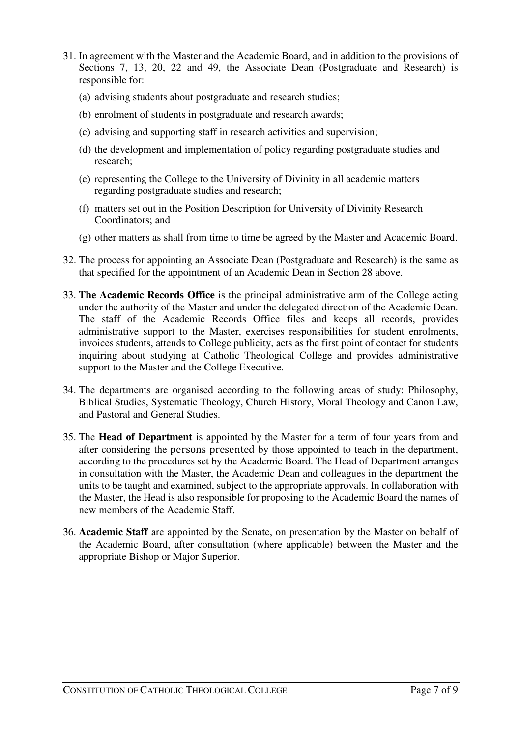31. In agreement with the Master and the Academic Board, and in addition to the provisions of Sections 7, 13, 20, 22 and 49, the Associate Dean (Postgraduate and Research) is responsible for:

    (a) advising students about postgraduate and research studies;

    (b) enrolment of students in postgraduate and research awards;

    (c) advising and supporting staff in research activities and supervision;

    (d) the development and implementation of policy regarding postgraduate studies and research;

    (e) representing the College to the University of Divinity in all academic matters regarding postgraduate studies and research;

    (f) matters set out in the Position Description for University of Divinity Research Coordinators; and

    (g) other matters as shall from time to time be agreed by the Master and Academic Board.

32. The process for appointing an Associate Dean (Postgraduate and Research) is the same as that specified for the appointment of an Academic Dean in Section 28 above.

33. **The Academic Records Office** is the principal administrative arm of the College acting under the authority of the Master and under the delegated direction of the Academic Dean. The staff of the Academic Records Office files and keeps all records, provides administrative support to the Master, exercises responsibilities for student enrolments, invoices students, attends to College publicity, acts as the first point of contact for students inquiring about studying at Catholic Theological College and provides administrative support to the Master and the College Executive.

34. The departments are organised according to the following areas of study: Philosophy, Biblical Studies, Systematic Theology, Church History, Moral Theology and Canon Law, and Pastoral and General Studies.

35. The **Head of Department** is appointed by the Master for a term of four years from and after considering the persons presented by those appointed to teach in the department, according to the procedures set by the Academic Board. The Head of Department arranges in consultation with the Master, the Academic Dean and colleagues in the department the units to be taught and examined, subject to the appropriate approvals. In collaboration with the Master, the Head is also responsible for proposing to the Academic Board the names of new members of the Academic Staff.

36. **Academic Staff** are appointed by the Senate, on presentation by the Master on behalf of the Academic Board, after consultation (where applicable) between the Master and the appropriate Bishop or Major Superior.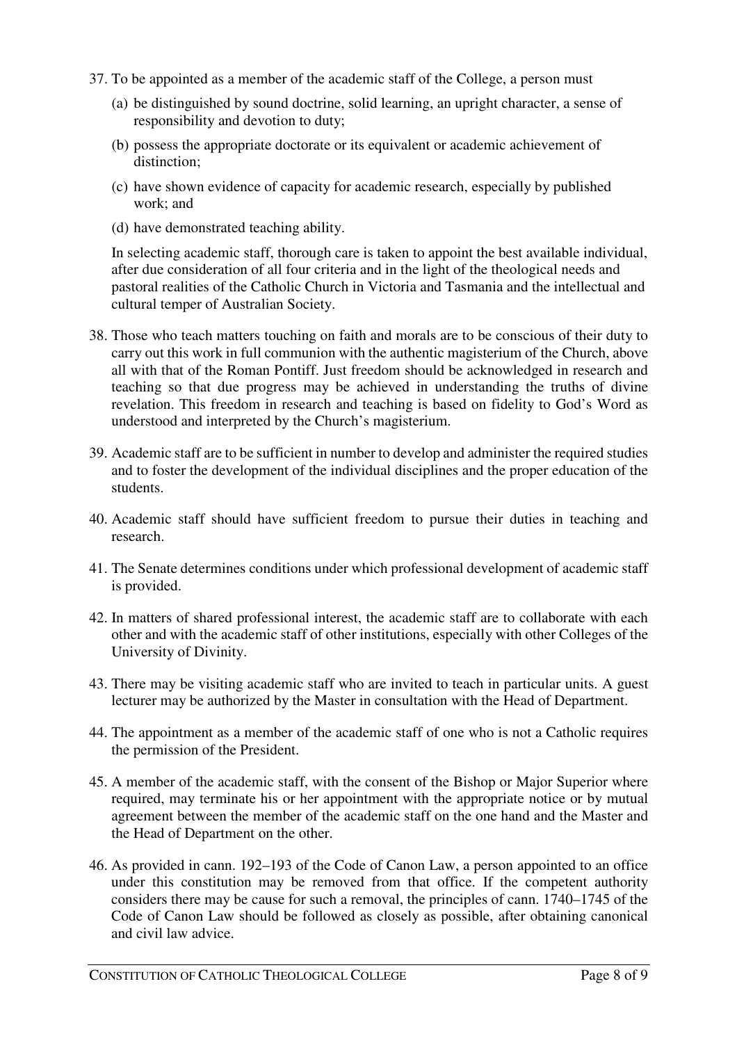37. To be appointed as a member of the academic staff of the College, a person must

    (a) be distinguished by sound doctrine, solid learning, an upright character, a sense of responsibility and devotion to duty;

    (b) possess the appropriate doctorate or its equivalent or academic achievement of distinction;

    (c) have shown evidence of capacity for academic research, especially by published work; and

    (d) have demonstrated teaching ability.

    In selecting academic staff, thorough care is taken to appoint the best available individual, after due consideration of all four criteria and in the light of the theological needs and pastoral realities of the Catholic Church in Victoria and Tasmania and the intellectual and cultural temper of Australian Society.

38. Those who teach matters touching on faith and morals are to be conscious of their duty to carry out this work in full communion with the authentic magisterium of the Church, above all with that of the Roman Pontiff. Just freedom should be acknowledged in research and teaching so that due progress may be achieved in understanding the truths of divine revelation. This freedom in research and teaching is based on fidelity to God's Word as understood and interpreted by the Church's magisterium.

39. Academic staff are to be sufficient in number to develop and administer the required studies and to foster the development of the individual disciplines and the proper education of the students.

40. Academic staff should have sufficient freedom to pursue their duties in teaching and research.

41. The Senate determines conditions under which professional development of academic staff is provided.

42. In matters of shared professional interest, the academic staff are to collaborate with each other and with the academic staff of other institutions, especially with other Colleges of the University of Divinity.

43. There may be visiting academic staff who are invited to teach in particular units. A guest lecturer may be authorized by the Master in consultation with the Head of Department.

44. The appointment as a member of the academic staff of one who is not a Catholic requires the permission of the President.

45. A member of the academic staff, with the consent of the Bishop or Major Superior where required, may terminate his or her appointment with the appropriate notice or by mutual agreement between the member of the academic staff on the one hand and the Master and the Head of Department on the other.

46. As provided in cann. 192–193 of the Code of Canon Law, a person appointed to an office under this constitution may be removed from that office. If the competent authority considers there may be cause for such a removal, the principles of cann. 1740–1745 of the Code of Canon Law should be followed as closely as possible, after obtaining canonical and civil law advice.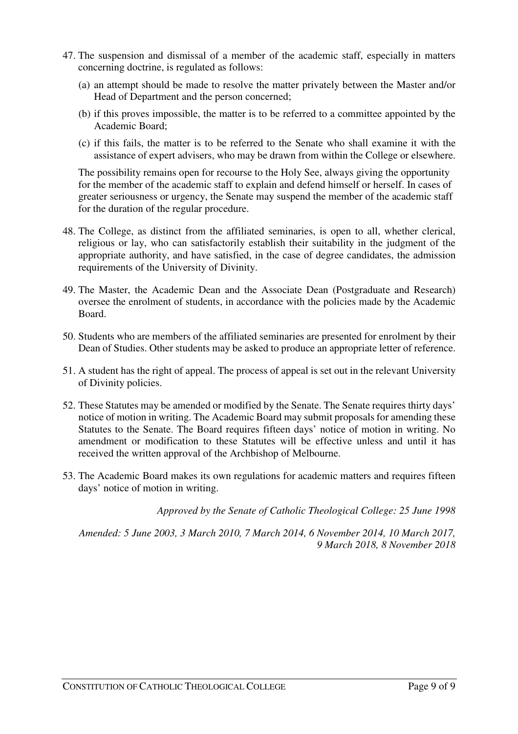47. The suspension and dismissal of a member of the academic staff, especially in matters concerning doctrine, is regulated as follows:

    (a) an attempt should be made to resolve the matter privately between the Master and/or Head of Department and the person concerned;

    (b) if this proves impossible, the matter is to be referred to a committee appointed by the Academic Board;

    (c) if this fails, the matter is to be referred to the Senate who shall examine it with the assistance of expert advisers, who may be drawn from within the College or elsewhere.

    The possibility remains open for recourse to the Holy See, always giving the opportunity for the member of the academic staff to explain and defend himself or herself. In cases of greater seriousness or urgency, the Senate may suspend the member of the academic staff for the duration of the regular procedure.

48. The College, as distinct from the affiliated seminaries, is open to all, whether clerical, religious or lay, who can satisfactorily establish their suitability in the judgment of the appropriate authority, and have satisfied, in the case of degree candidates, the admission requirements of the University of Divinity.

49. The Master, the Academic Dean and the Associate Dean (Postgraduate and Research) oversee the enrolment of students, in accordance with the policies made by the Academic Board.

50. Students who are members of the affiliated seminaries are presented for enrolment by their Dean of Studies. Other students may be asked to produce an appropriate letter of reference.

51. A student has the right of appeal. The process of appeal is set out in the relevant University of Divinity policies.

52. These Statutes may be amended or modified by the Senate. The Senate requires thirty days' notice of motion in writing. The Academic Board may submit proposals for amending these Statutes to the Senate. The Board requires fifteen days' notice of motion in writing. No amendment or modification to these Statutes will be effective unless and until it has received the written approval of the Archbishop of Melbourne.

53. The Academic Board makes its own regulations for academic matters and requires fifteen days' notice of motion in writing.

*Approved by the Senate of Catholic Theological College: 25 June 1998*

*Amended: 5 June 2003, 3 March 2010, 7 March 2014, 6 November 2014, 10 March 2017, 9 March 2018, 8 November 2018*